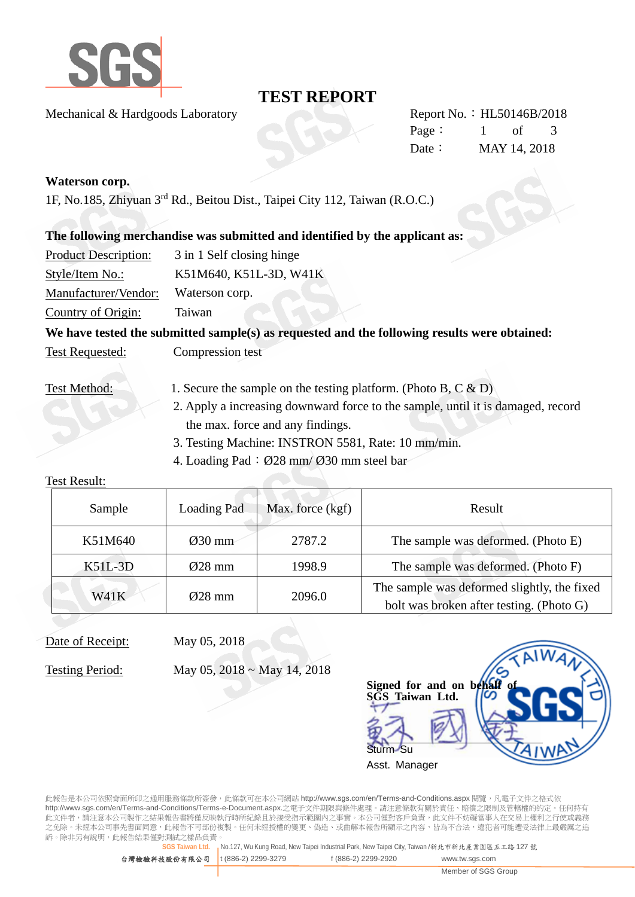# TEST REPORT

Mechanical & Hardgoods Laboratory

Report No.：HL50146B/2018
Date： MAY 14, 2018

**Waterson corp.**
1F, No.185, Zhiyuan 3rd Rd., Beitou Dist., Taipei City 112, Taiwan (R.O.C.)

**The following merchandise was submitted and identified by the applicant as:**

Product Description: 3 in 1 Self closing hinge
Style/Item No.: K51M640, K51L-3D, W41K
Manufacturer/Vendor: Waterson corp.
Country of Origin: Taiwan

**We have tested the submitted sample(s) as requested and the following results were obtained:**

Test Requested: Compression test

Test Method:
1. Secure the sample on the testing platform. (Photo B, C & D)
2. Apply a increasing downward force to the sample, until it is damaged, record the max. force and any findings.
3. Testing Machine: INSTRON 5581, Rate: 10 mm/min.
4. Loading Pad：Ø28 mm/ Ø30 mm steel bar

Test Result:

| Sample | Loading Pad | Max. force (kgf) | Result |
|---|---|---|---|
| K51M640 | Ø30 mm | 2787.2 | The sample was deformed. (Photo E) |
| K51L-3D | Ø28 mm | 1998.9 | The sample was deformed. (Photo F) |
| W41K | Ø28 mm | 2096.0 | The sample was deformed slightly, the fixed bolt was broken after testing. (Photo G) |

Date of Receipt: May 05, 2018

Testing Period: May 05, 2018 ~ May 14, 2018

**Signed for and on behalf of SGS Taiwan Ltd.**

Sturm Su
Asst. Manager

此報告是本公司依照背面所印之通用服務條款所簽發，此條款可在本公司網站 http://www.sgs.com/en/Terms-and-Conditions.aspx 閱覽，凡電子文件之格式依 http://www.sgs.com/en/Terms-and-Conditions/Terms-e-Document.aspx.之電子文件期限與條件處理。請注意條款有關於責任、賠償之限制及管轄權的約定。任何持有此文件者，請注意本公司製作之結果報告書將僅反映執行時所紀錄且於接受指示範圍內之事實。本公司僅對客戶負責，此文件不妨礙當事人在交易上權利之行使或義務之免除。未經本公司事先書面同意，此報告不可部份複製。任何未經授權的變更、偽造、或曲解本報告所顯示之內容，皆為不合法，違犯者可能遭受法律上最嚴厲之追訴。除非另有說明，此報告結果僅對測試之樣品負責。

SGS Taiwan Ltd. 台灣檢驗科技股份有限公司 | No.127, Wu Kung Road, New Taipei Industrial Park, New Taipei City, Taiwan /新北市新北產業園區五工路 127 號 | t (886-2) 2299-3279 | f (886-2) 2299-2920 | www.tw.sgs.com | Member of SGS Group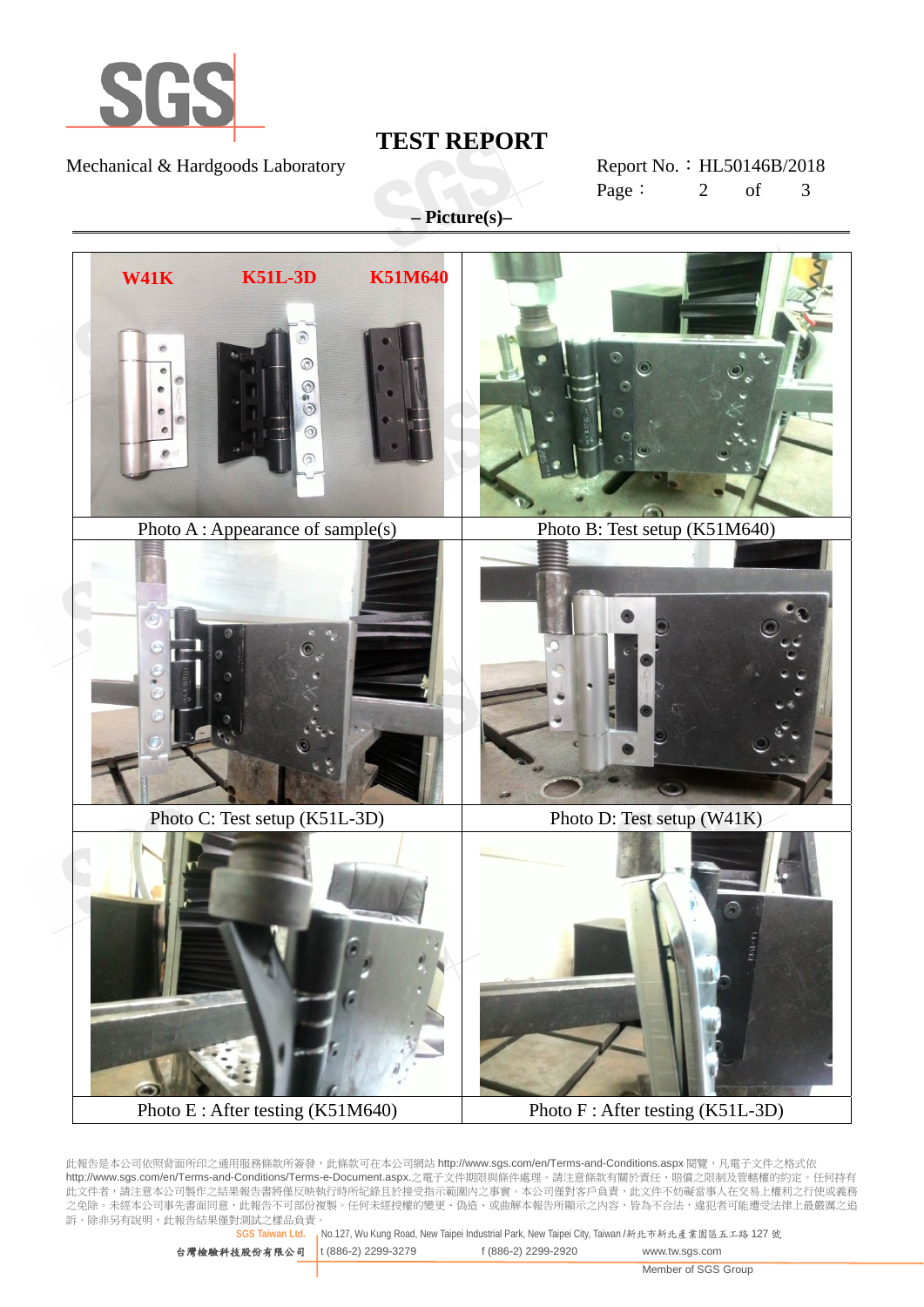# TEST REPORT

Mechanical & Hardgoods Laboratory

Report No.：HL50146B/2018

**– Picture(s)–**

| Photo A : Appearance of sample(s) | Photo B: Test setup (K51M640) |
|---|---|
| Photo C: Test setup (K51L-3D) | Photo D: Test setup (W41K) |
| Photo E : After testing (K51M640) | Photo F : After testing (K51L-3D) |

W41K K51L-3D K51M640

此報告是本公司依照背面所印之通用服務條款所簽發，此條款可在本公司網站 http://www.sgs.com/en/Terms-and-Conditions.aspx 閱覽，凡電子文件之格式依 http://www.sgs.com/en/Terms-and-Conditions/Terms-e-Document.aspx.之電子文件期限與條件處理。請注意條款有關於責任、賠償之限制及管轄權的約定。任何持有此文件者，請注意本公司製作之結果報告書將僅反映執行時所紀錄且於接受指示範圍內之事實。本公司僅對客戶負責，此文件不妨礙當事人在交易上權利之行使或義務之免除。未經本公司事先書面同意，此報告不可部份複製。任何未經授權的變更、偽造、或曲解本報告所顯示之內容，皆為不合法，違犯者可能遭受法律上最嚴厲之追訴。除非另有說明，此報告結果僅對測試之樣品負責。

SGS Taiwan Ltd. 台灣檢驗科技股份有限公司 | No.127, Wu Kung Road, New Taipei Industrial Park, New Taipei City, Taiwan /新北市新北產業園區五工路 127 號 | t (886-2) 2299-3279 f (886-2) 2299-2920 www.tw.sgs.com

Member of SGS Group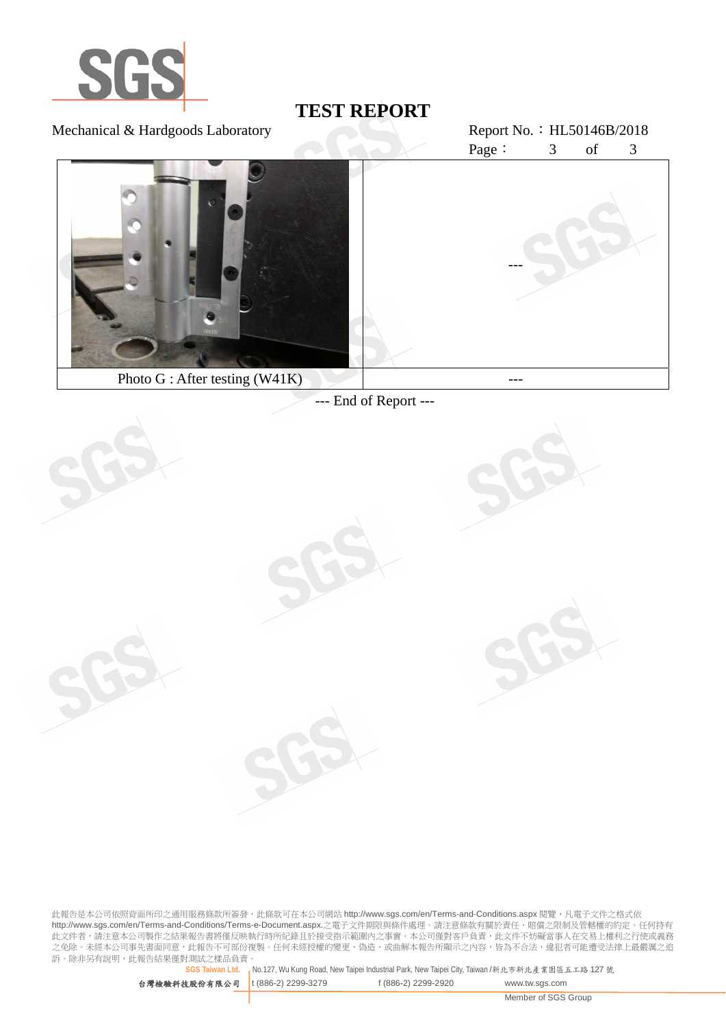# TEST REPORT

Mechanical & Hardgoods Laboratory

Report No.：HL50146B/2018

| | |
|---|---|
| | --- |
| Photo G : After testing (W41K) | --- |

--- End of Report ---

此報告是本公司依照背面所印之通用服務條款所簽發，此條款可在本公司網站 http://www.sgs.com/en/Terms-and-Conditions.aspx 閱覽，凡電子文件之格式依 http://www.sgs.com/en/Terms-and-Conditions/Terms-e-Document.aspx.之電子文件期限與條件處理。請注意條款有關於責任、賠償之限制及管轄權的約定。任何持有此文件者，請注意本公司製作之結果報告書將僅反映執行時所紀錄且於接受指示範圍內之事實。本公司僅對客戶負責，此文件不妨礙當事人在交易上權利之行使或義務之免除。未經本公司事先書面同意，此報告不可部份複製。任何未經授權的變更、偽造、或曲解本報告所顯示之內容，皆為不合法，違犯者可能遭受法律上最嚴厲之追訴。除非另有說明，此報告結果僅對測試之樣品負責。

SGS Taiwan Ltd. No.127, Wu Kung Road, New Taipei Industrial Park, New Taipei City, Taiwan /新北市新北產業園區五工路 127 號

台灣檢驗科技股份有限公司 t (886-2) 2299-3279 f (886-2) 2299-2920 www.tw.sgs.com

Member of SGS Group